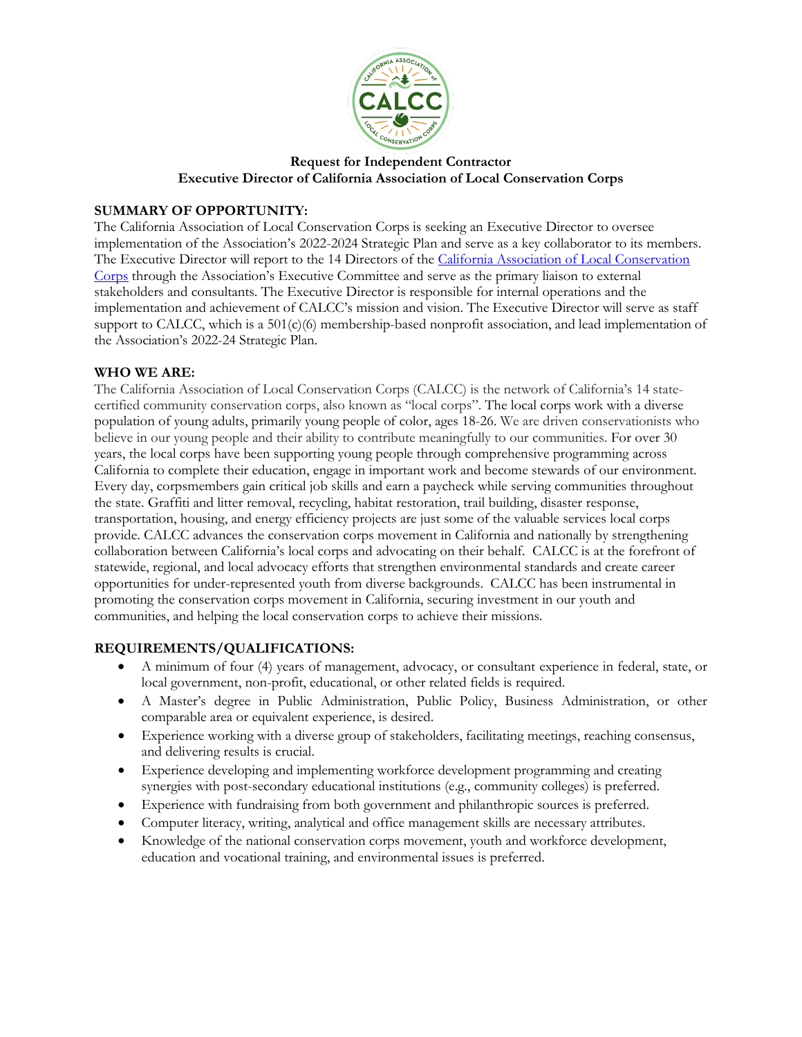**Request for Independent Contractor**
**Executive Director of California Association of Local Conservation Corps**

## SUMMARY OF OPPORTUNITY:

The California Association of Local Conservation Corps is seeking an Executive Director to oversee implementation of the Association's 2022-2024 Strategic Plan and serve as a key collaborator to its members. The Executive Director will report to the 14 Directors of the [California Association of Local Conservation Corps] through the Association's Executive Committee and serve as the primary liaison to external stakeholders and consultants. The Executive Director is responsible for internal operations and the implementation and achievement of CALCC's mission and vision. The Executive Director will serve as staff support to CALCC, which is a 501(c)(6) membership-based nonprofit association, and lead implementation of the Association's 2022-24 Strategic Plan.

## WHO WE ARE:

The California Association of Local Conservation Corps (CALCC) is the network of California's 14 state-certified community conservation corps, also known as "local corps". The local corps work with a diverse population of young adults, primarily young people of color, ages 18-26. We are driven conservationists who believe in our young people and their ability to contribute meaningfully to our communities. For over 30 years, the local corps have been supporting young people through comprehensive programming across California to complete their education, engage in important work and become stewards of our environment. Every day, corpsmembers gain critical job skills and earn a paycheck while serving communities throughout the state. Graffiti and litter removal, recycling, habitat restoration, trail building, disaster response, transportation, housing, and energy efficiency projects are just some of the valuable services local corps provide. CALCC advances the conservation corps movement in California and nationally by strengthening collaboration between California's local corps and advocating on their behalf. CALCC is at the forefront of statewide, regional, and local advocacy efforts that strengthen environmental standards and create career opportunities for under-represented youth from diverse backgrounds. CALCC has been instrumental in promoting the conservation corps movement in California, securing investment in our youth and communities, and helping the local conservation corps to achieve their missions.

## REQUIREMENTS/QUALIFICATIONS:

- A minimum of four (4) years of management, advocacy, or consultant experience in federal, state, or local government, non-profit, educational, or other related fields is required.
- A Master's degree in Public Administration, Public Policy, Business Administration, or other comparable area or equivalent experience, is desired.
- Experience working with a diverse group of stakeholders, facilitating meetings, reaching consensus, and delivering results is crucial.
- Experience developing and implementing workforce development programming and creating synergies with post-secondary educational institutions (e.g., community colleges) is preferred.
- Experience with fundraising from both government and philanthropic sources is preferred.
- Computer literacy, writing, analytical and office management skills are necessary attributes.
- Knowledge of the national conservation corps movement, youth and workforce development, education and vocational training, and environmental issues is preferred.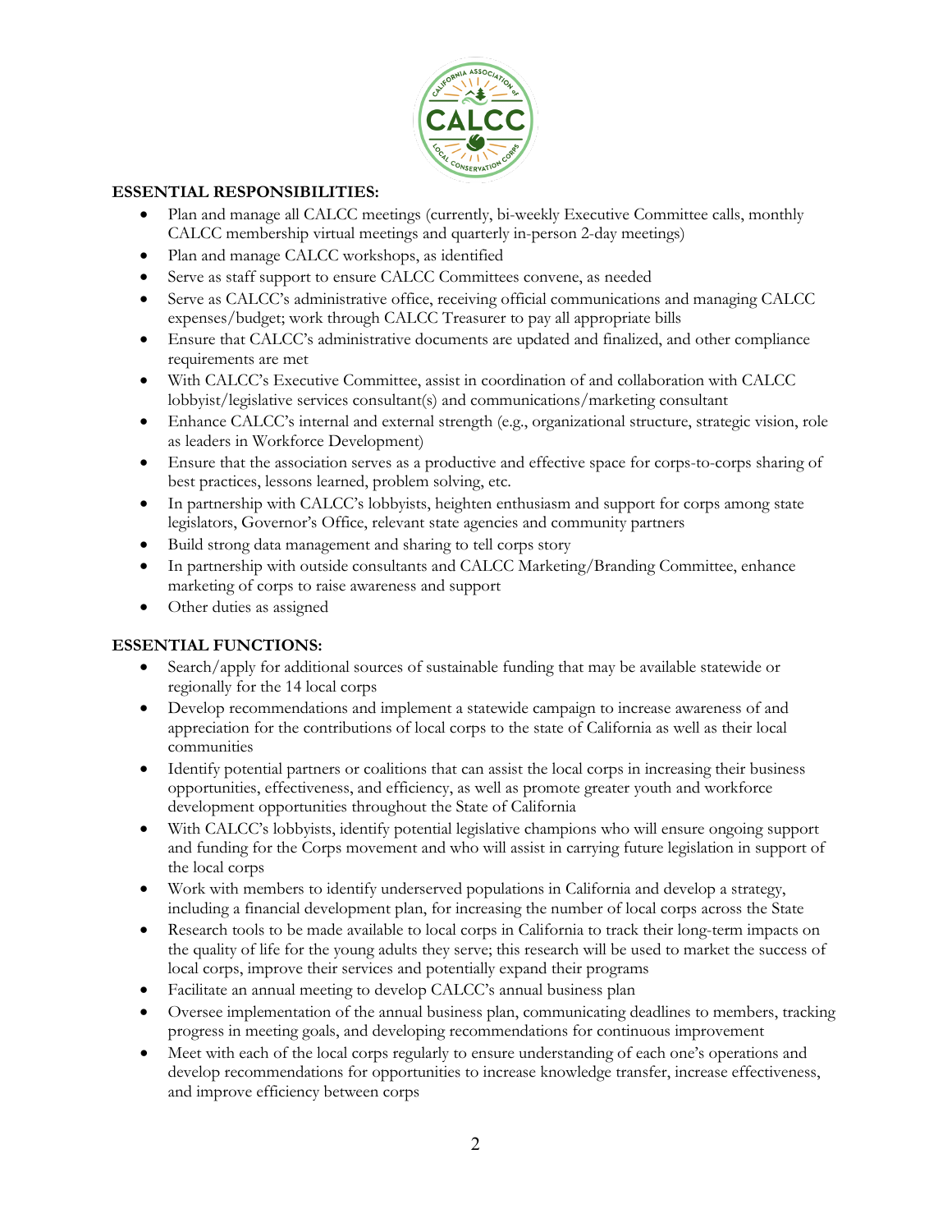**ESSENTIAL RESPONSIBILITIES:**

- Plan and manage all CALCC meetings (currently, bi-weekly Executive Committee calls, monthly CALCC membership virtual meetings and quarterly in-person 2-day meetings)
- Plan and manage CALCC workshops, as identified
- Serve as staff support to ensure CALCC Committees convene, as needed
- Serve as CALCC's administrative office, receiving official communications and managing CALCC expenses/budget; work through CALCC Treasurer to pay all appropriate bills
- Ensure that CALCC's administrative documents are updated and finalized, and other compliance requirements are met
- With CALCC's Executive Committee, assist in coordination of and collaboration with CALCC lobbyist/legislative services consultant(s) and communications/marketing consultant
- Enhance CALCC's internal and external strength (e.g., organizational structure, strategic vision, role as leaders in Workforce Development)
- Ensure that the association serves as a productive and effective space for corps-to-corps sharing of best practices, lessons learned, problem solving, etc.
- In partnership with CALCC's lobbyists, heighten enthusiasm and support for corps among state legislators, Governor's Office, relevant state agencies and community partners
- Build strong data management and sharing to tell corps story
- In partnership with outside consultants and CALCC Marketing/Branding Committee, enhance marketing of corps to raise awareness and support
- Other duties as assigned

**ESSENTIAL FUNCTIONS:**

- Search/apply for additional sources of sustainable funding that may be available statewide or regionally for the 14 local corps
- Develop recommendations and implement a statewide campaign to increase awareness of and appreciation for the contributions of local corps to the state of California as well as their local communities
- Identify potential partners or coalitions that can assist the local corps in increasing their business opportunities, effectiveness, and efficiency, as well as promote greater youth and workforce development opportunities throughout the State of California
- With CALCC's lobbyists, identify potential legislative champions who will ensure ongoing support and funding for the Corps movement and who will assist in carrying future legislation in support of the local corps
- Work with members to identify underserved populations in California and develop a strategy, including a financial development plan, for increasing the number of local corps across the State
- Research tools to be made available to local corps in California to track their long-term impacts on the quality of life for the young adults they serve; this research will be used to market the success of local corps, improve their services and potentially expand their programs
- Facilitate an annual meeting to develop CALCC's annual business plan
- Oversee implementation of the annual business plan, communicating deadlines to members, tracking progress in meeting goals, and developing recommendations for continuous improvement
- Meet with each of the local corps regularly to ensure understanding of each one's operations and develop recommendations for opportunities to increase knowledge transfer, increase effectiveness, and improve efficiency between corps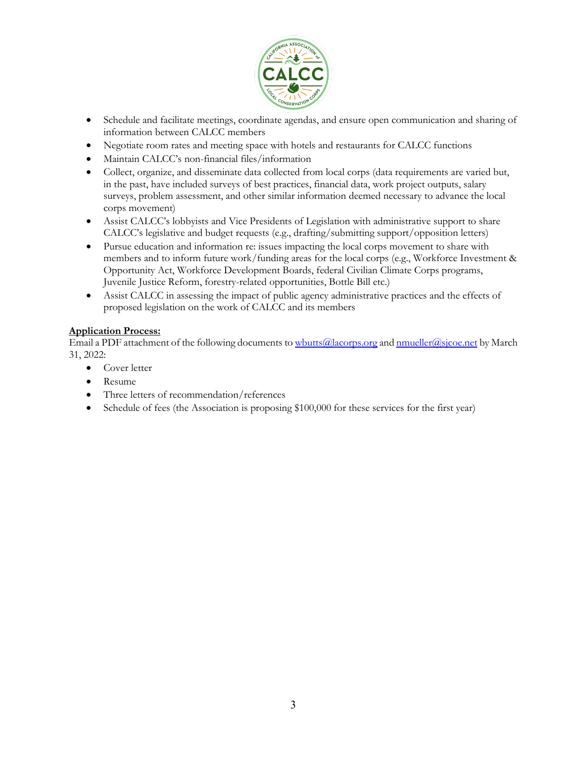- Schedule and facilitate meetings, coordinate agendas, and ensure open communication and sharing of information between CALCC members
- Negotiate room rates and meeting space with hotels and restaurants for CALCC functions
- Maintain CALCC's non-financial files/information
- Collect, organize, and disseminate data collected from local corps (data requirements are varied but, in the past, have included surveys of best practices, financial data, work project outputs, salary surveys, problem assessment, and other similar information deemed necessary to advance the local corps movement)
- Assist CALCC's lobbyists and Vice Presidents of Legislation with administrative support to share CALCC's legislative and budget requests (e.g., drafting/submitting support/opposition letters)
- Pursue education and information re: issues impacting the local corps movement to share with members and to inform future work/funding areas for the local corps (e.g., Workforce Investment & Opportunity Act, Workforce Development Boards, federal Civilian Climate Corps programs, Juvenile Justice Reform, forestry-related opportunities, Bottle Bill etc.)
- Assist CALCC in assessing the impact of public agency administrative practices and the effects of proposed legislation on the work of CALCC and its members

**Application Process:**

Email a PDF attachment of the following documents to wbutts@lacorps.org and nmueller@sjcoe.net by March 31, 2022:

- Cover letter
- Resume
- Three letters of recommendation/references
- Schedule of fees (the Association is proposing $100,000 for these services for the first year)